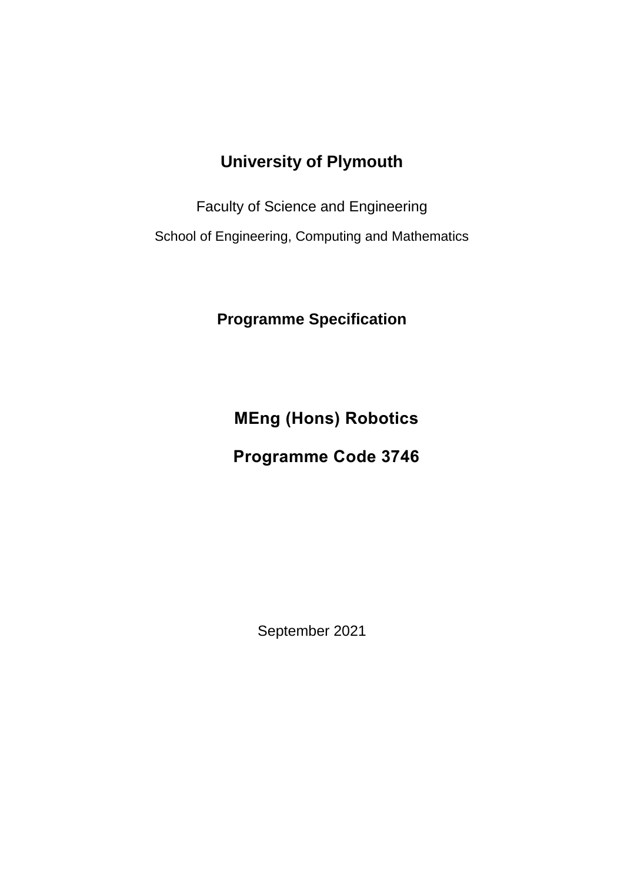# University of Plymouth

Faculty of Science and Engineering

School of Engineering, Computing and Mathematics

## Programme Specification

## MEng (Hons) Robotics

## Programme Code 3746

September 2021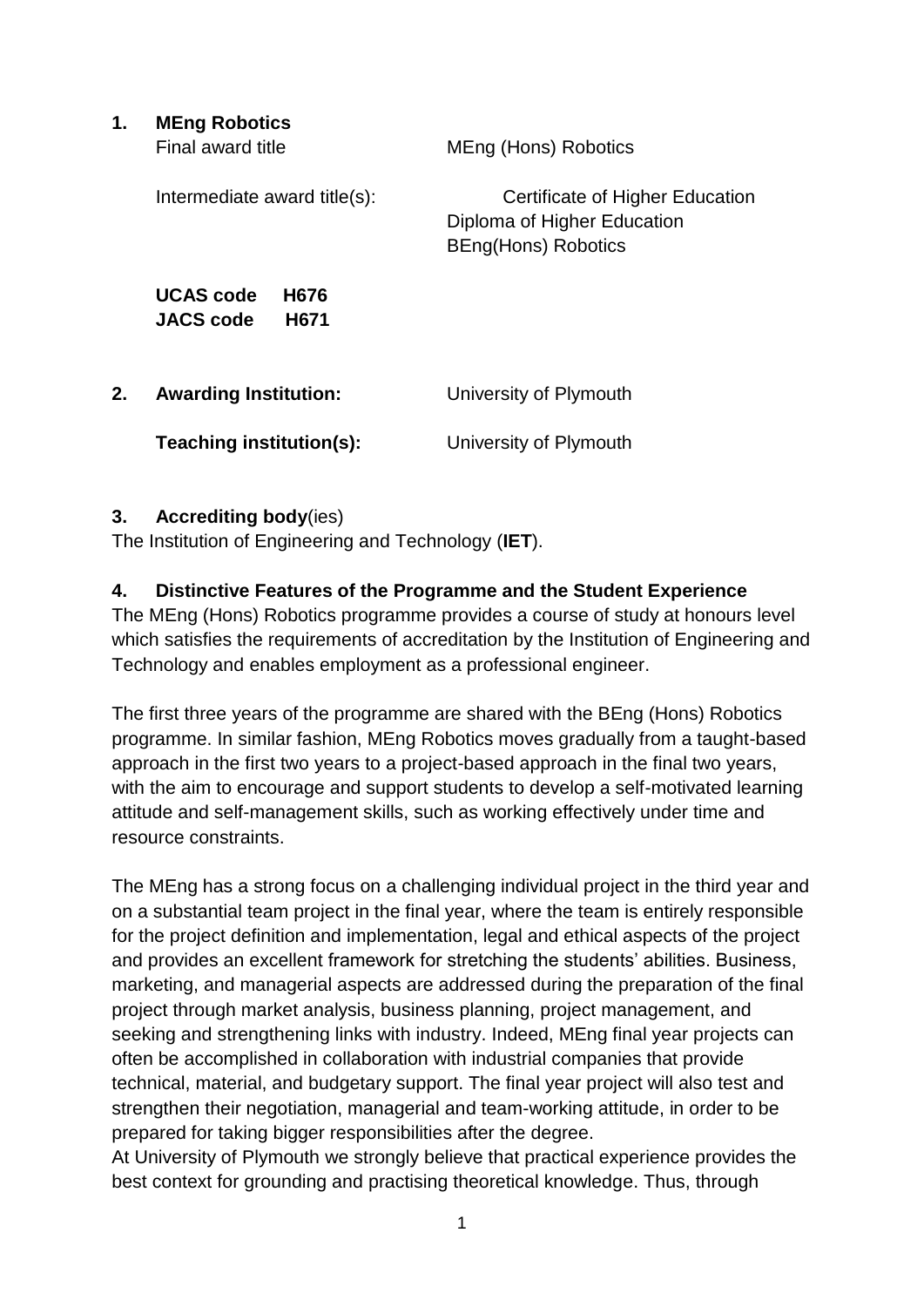## 1. MEng Robotics

| | |
|---|---|
| Final award title | MEng (Hons) Robotics |
| Intermediate award title(s): | Certificate of Higher Education<br>Diploma of Higher Education<br>BEng(Hons) Robotics |

**UCAS code H676**
**JACS code H671**

## 2. Awarding Institution:

University of Plymouth

**Teaching institution(s):** University of Plymouth

## 3. Accrediting body(ies)

The Institution of Engineering and Technology (**IET**).

## 4. Distinctive Features of the Programme and the Student Experience

The MEng (Hons) Robotics programme provides a course of study at honours level which satisfies the requirements of accreditation by the Institution of Engineering and Technology and enables employment as a professional engineer.

The first three years of the programme are shared with the BEng (Hons) Robotics programme. In similar fashion, MEng Robotics moves gradually from a taught-based approach in the first two years to a project-based approach in the final two years, with the aim to encourage and support students to develop a self-motivated learning attitude and self-management skills, such as working effectively under time and resource constraints.

The MEng has a strong focus on a challenging individual project in the third year and on a substantial team project in the final year, where the team is entirely responsible for the project definition and implementation, legal and ethical aspects of the project and provides an excellent framework for stretching the students' abilities. Business, marketing, and managerial aspects are addressed during the preparation of the final project through market analysis, business planning, project management, and seeking and strengthening links with industry. Indeed, MEng final year projects can often be accomplished in collaboration with industrial companies that provide technical, material, and budgetary support. The final year project will also test and strengthen their negotiation, managerial and team-working attitude, in order to be prepared for taking bigger responsibilities after the degree.
At University of Plymouth we strongly believe that practical experience provides the best context for grounding and practising theoretical knowledge. Thus, through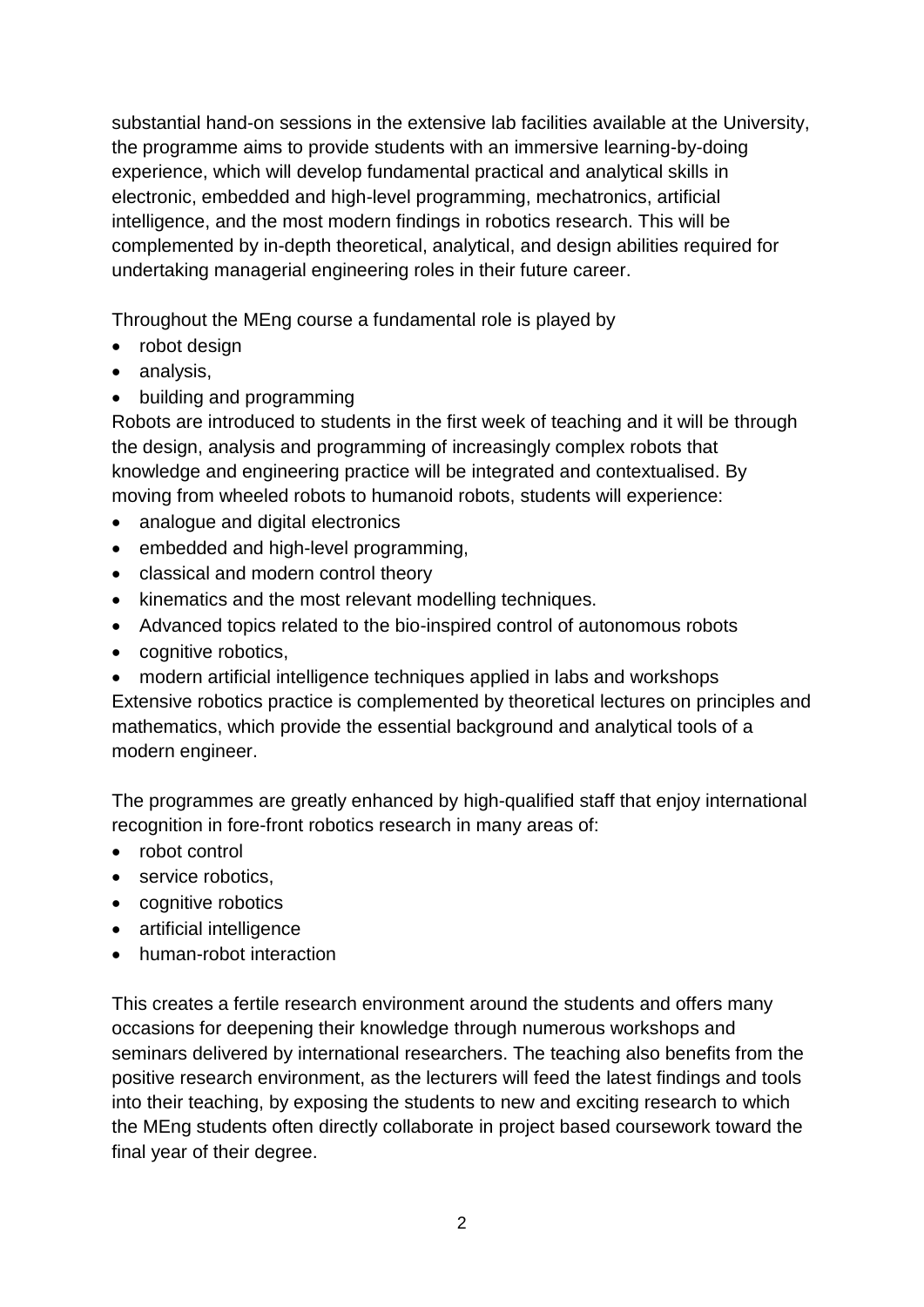substantial hand-on sessions in the extensive lab facilities available at the University, the programme aims to provide students with an immersive learning-by-doing experience, which will develop fundamental practical and analytical skills in electronic, embedded and high-level programming, mechatronics, artificial intelligence, and the most modern findings in robotics research. This will be complemented by in-depth theoretical, analytical, and design abilities required for undertaking managerial engineering roles in their future career.

Throughout the MEng course a fundamental role is played by

- robot design
- analysis,
- building and programming

Robots are introduced to students in the first week of teaching and it will be through the design, analysis and programming of increasingly complex robots that knowledge and engineering practice will be integrated and contextualised. By moving from wheeled robots to humanoid robots, students will experience:

- analogue and digital electronics
- embedded and high-level programming,
- classical and modern control theory
- kinematics and the most relevant modelling techniques.
- Advanced topics related to the bio-inspired control of autonomous robots
- cognitive robotics,
- modern artificial intelligence techniques applied in labs and workshops

Extensive robotics practice is complemented by theoretical lectures on principles and mathematics, which provide the essential background and analytical tools of a modern engineer.

The programmes are greatly enhanced by high-qualified staff that enjoy international recognition in fore-front robotics research in many areas of:

- robot control
- service robotics,
- cognitive robotics
- artificial intelligence
- human-robot interaction

This creates a fertile research environment around the students and offers many occasions for deepening their knowledge through numerous workshops and seminars delivered by international researchers. The teaching also benefits from the positive research environment, as the lecturers will feed the latest findings and tools into their teaching, by exposing the students to new and exciting research to which the MEng students often directly collaborate in project based coursework toward the final year of their degree.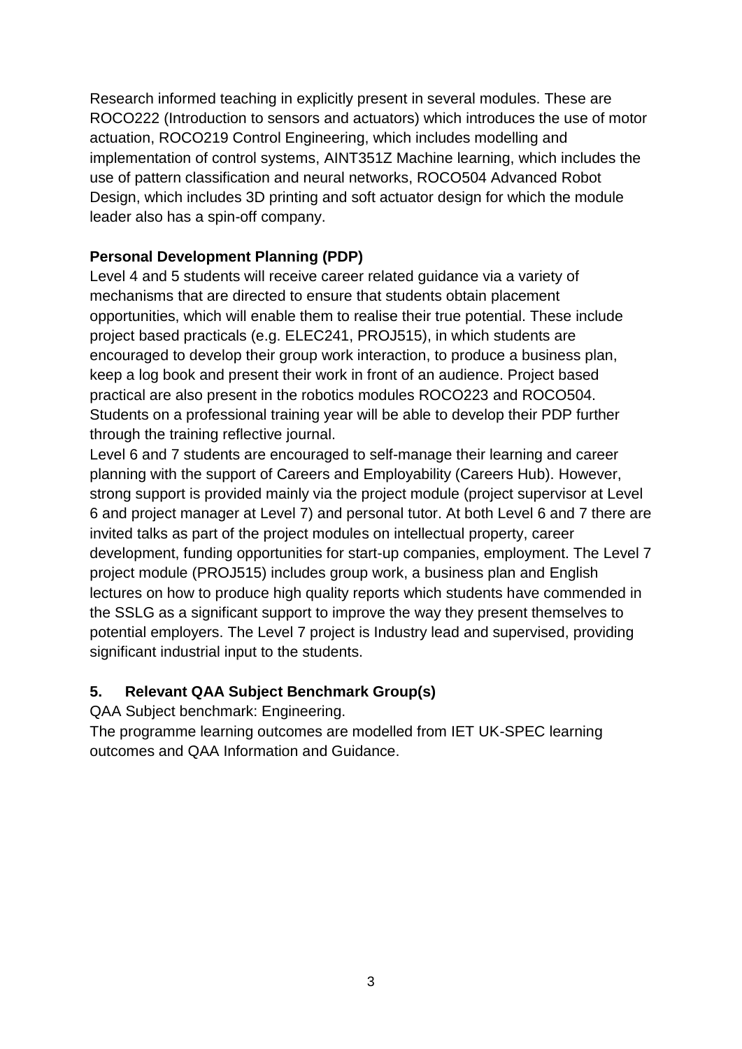Research informed teaching in explicitly present in several modules. These are ROCO222 (Introduction to sensors and actuators) which introduces the use of motor actuation, ROCO219 Control Engineering, which includes modelling and implementation of control systems, AINT351Z Machine learning, which includes the use of pattern classification and neural networks, ROCO504 Advanced Robot Design, which includes 3D printing and soft actuator design for which the module leader also has a spin-off company.

**Personal Development Planning (PDP)**

Level 4 and 5 students will receive career related guidance via a variety of mechanisms that are directed to ensure that students obtain placement opportunities, which will enable them to realise their true potential. These include project based practicals (e.g. ELEC241, PROJ515), in which students are encouraged to develop their group work interaction, to produce a business plan, keep a log book and present their work in front of an audience. Project based practical are also present in the robotics modules ROCO223 and ROCO504. Students on a professional training year will be able to develop their PDP further through the training reflective journal.

Level 6 and 7 students are encouraged to self-manage their learning and career planning with the support of Careers and Employability (Careers Hub). However, strong support is provided mainly via the project module (project supervisor at Level 6 and project manager at Level 7) and personal tutor. At both Level 6 and 7 there are invited talks as part of the project modules on intellectual property, career development, funding opportunities for start-up companies, employment. The Level 7 project module (PROJ515) includes group work, a business plan and English lectures on how to produce high quality reports which students have commended in the SSLG as a significant support to improve the way they present themselves to potential employers. The Level 7 project is Industry lead and supervised, providing significant industrial input to the students.

## 5. Relevant QAA Subject Benchmark Group(s)

QAA Subject benchmark: Engineering.

The programme learning outcomes are modelled from IET UK-SPEC learning outcomes and QAA Information and Guidance.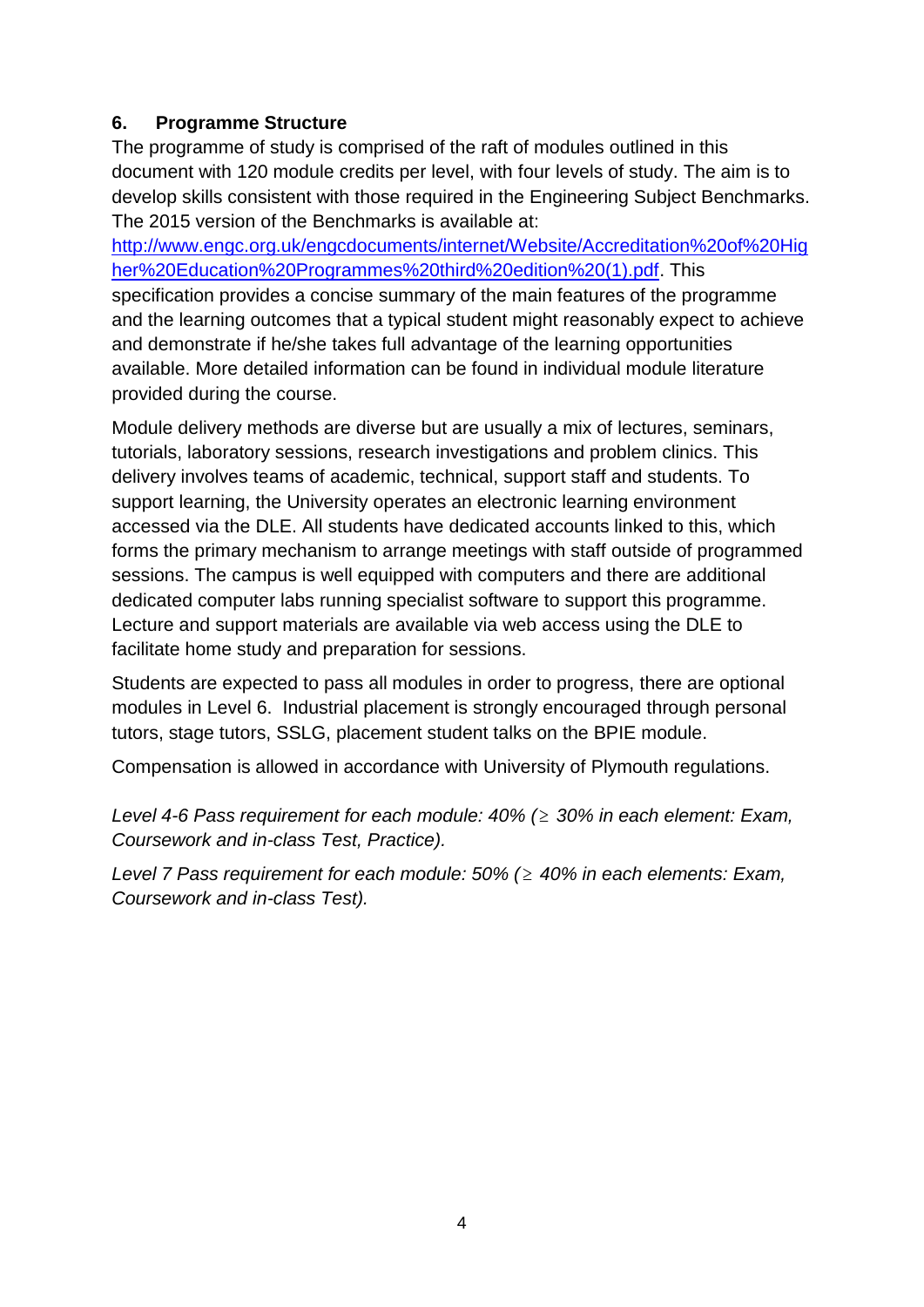## 6. Programme Structure

The programme of study is comprised of the raft of modules outlined in this document with 120 module credits per level, with four levels of study. The aim is to develop skills consistent with those required in the Engineering Subject Benchmarks. The 2015 version of the Benchmarks is available at: [http://www.engc.org.uk/engcdocuments/internet/Website/Accreditation%20of%20Higher%20Education%20Programmes%20third%20edition%20(1).pdf](http://www.engc.org.uk/engcdocuments/internet/Website/Accreditation%20of%20Higher%20Education%20Programmes%20third%20edition%20(1).pdf). This specification provides a concise summary of the main features of the programme and the learning outcomes that a typical student might reasonably expect to achieve and demonstrate if he/she takes full advantage of the learning opportunities available. More detailed information can be found in individual module literature provided during the course.

Module delivery methods are diverse but are usually a mix of lectures, seminars, tutorials, laboratory sessions, research investigations and problem clinics. This delivery involves teams of academic, technical, support staff and students. To support learning, the University operates an electronic learning environment accessed via the DLE. All students have dedicated accounts linked to this, which forms the primary mechanism to arrange meetings with staff outside of programmed sessions. The campus is well equipped with computers and there are additional dedicated computer labs running specialist software to support this programme. Lecture and support materials are available via web access using the DLE to facilitate home study and preparation for sessions.

Students are expected to pass all modules in order to progress, there are optional modules in Level 6. Industrial placement is strongly encouraged through personal tutors, stage tutors, SSLG, placement student talks on the BPIE module.

Compensation is allowed in accordance with University of Plymouth regulations.

*Level 4-6 Pass requirement for each module: 40% (≥ 30% in each element: Exam, Coursework and in-class Test, Practice).*

*Level 7 Pass requirement for each module: 50% (≥ 40% in each elements: Exam, Coursework and in-class Test).*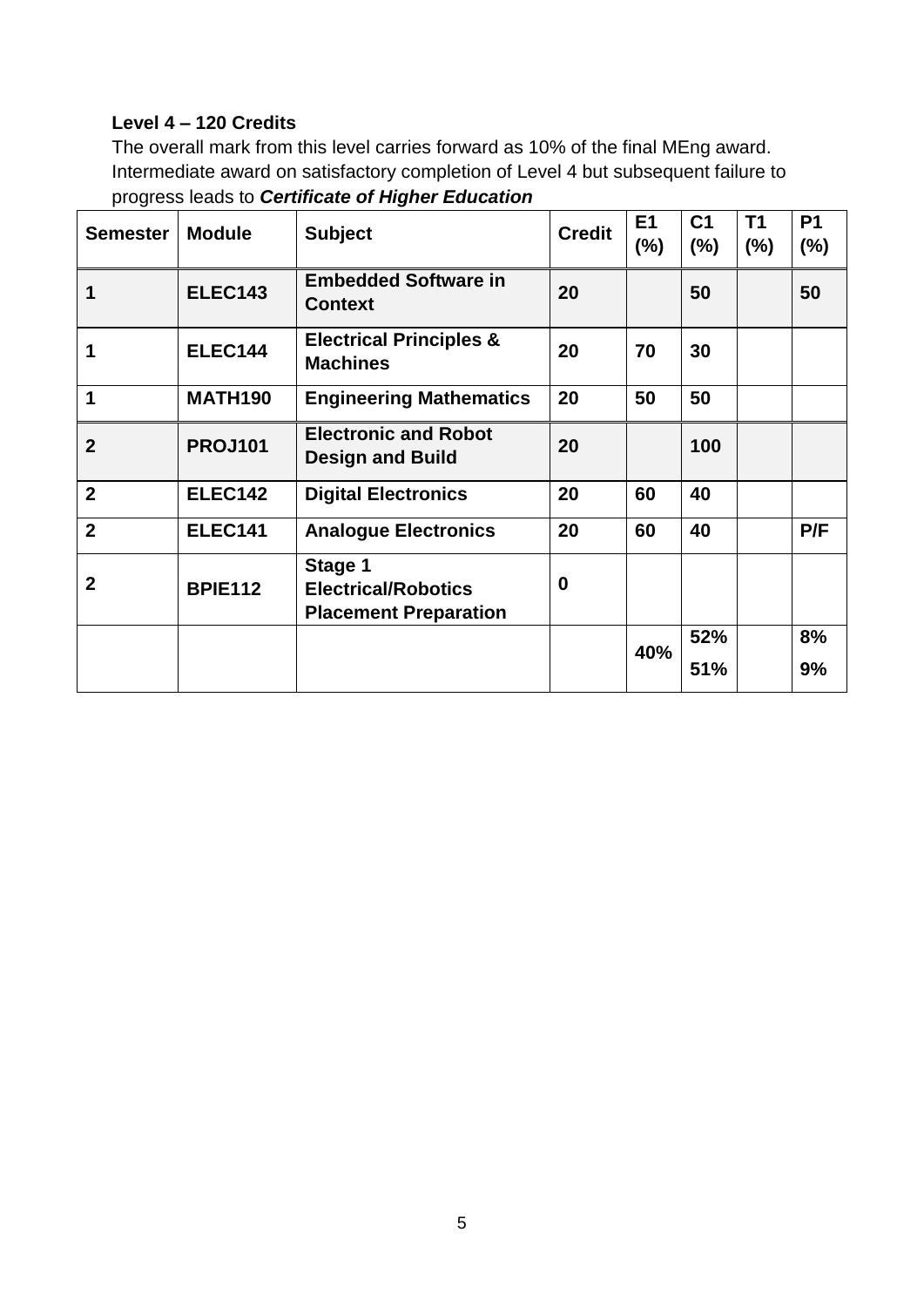**Level 4 – 120 Credits**

The overall mark from this level carries forward as 10% of the final MEng award. Intermediate award on satisfactory completion of Level 4 but subsequent failure to progress leads to ***Certificate of Higher Education***

| Semester | Module | Subject | Credit | E1 (%) | C1 (%) | T1 (%) | P1 (%) |
|---|---|---|---|---|---|---|---|
| **1** | **ELEC143** | **Embedded Software in Context** | **20** | | **50** | | **50** |
| **1** | **ELEC144** | **Electrical Principles & Machines** | **20** | **70** | **30** | | |
| **1** | **MATH190** | **Engineering Mathematics** | **20** | **50** | **50** | | |
| **2** | **PROJ101** | **Electronic and Robot Design and Build** | **20** | | **100** | | |
| **2** | **ELEC142** | **Digital Electronics** | **20** | **60** | **40** | | |
| **2** | **ELEC141** | **Analogue Electronics** | **20** | **60** | **40** | | **P/F** |
| **2** | **BPIE112** | **Stage 1 Electrical/Robotics Placement Preparation** | **0** | | | | |
| | | | | **40%** | **52%** **51%** | | **8%** **9%** |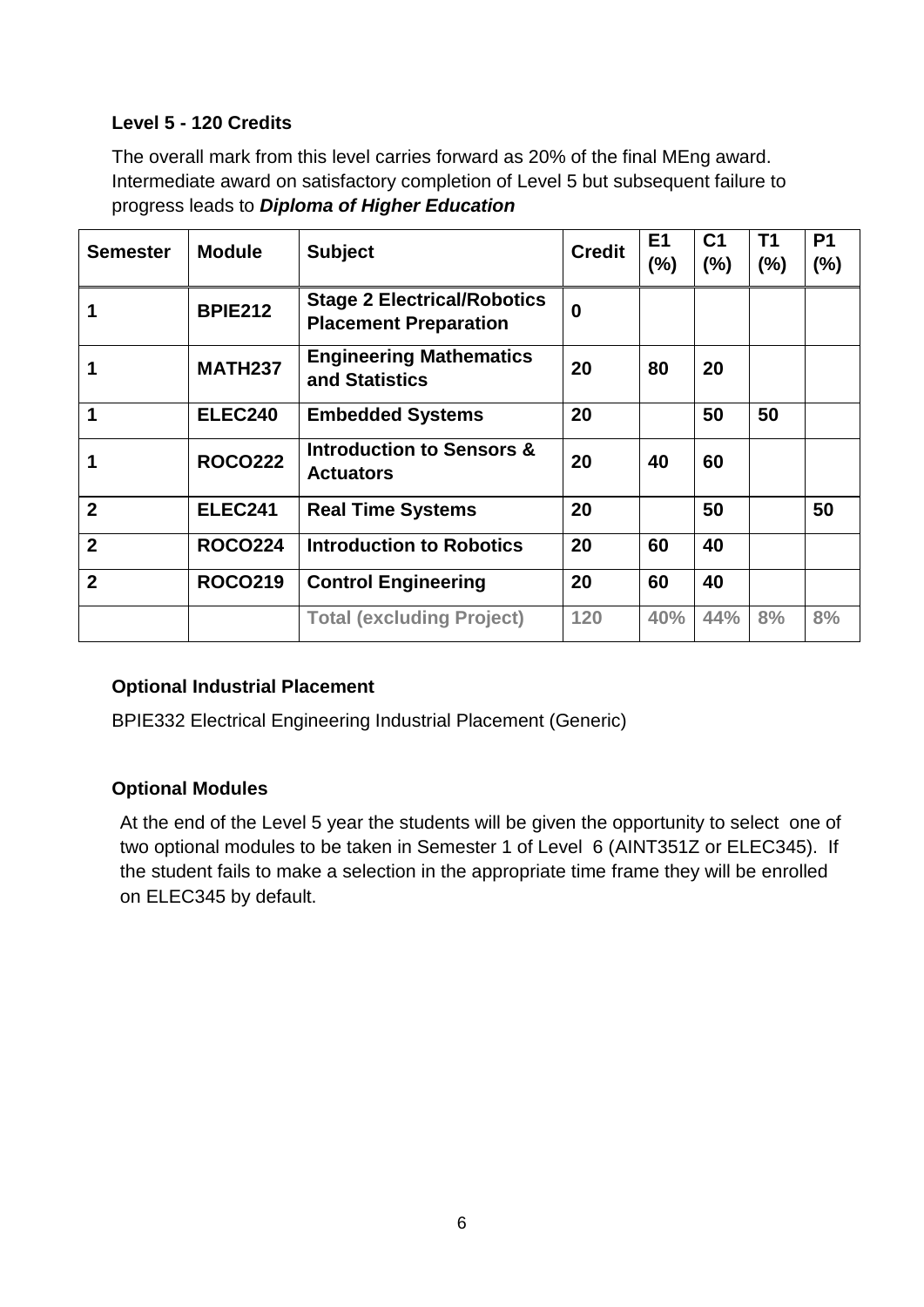### Level 5 - 120 Credits

The overall mark from this level carries forward as 20% of the final MEng award. Intermediate award on satisfactory completion of Level 5 but subsequent failure to progress leads to ***Diploma of Higher Education***

| Semester | Module | Subject | Credit | E1 (%) | C1 (%) | T1 (%) | P1 (%) |
|---|---|---|---|---|---|---|---|
| **1** | **BPIE212** | **Stage 2 Electrical/Robotics Placement Preparation** | **0** | | | | |
| **1** | **MATH237** | **Engineering Mathematics and Statistics** | **20** | **80** | **20** | | |
| **1** | **ELEC240** | **Embedded Systems** | **20** | | **50** | **50** | |
| **1** | **ROCO222** | **Introduction to Sensors & Actuators** | **20** | **40** | **60** | | |
| **2** | **ELEC241** | **Real Time Systems** | **20** | | **50** | | **50** |
| **2** | **ROCO224** | **Introduction to Robotics** | **20** | **60** | **40** | | |
| **2** | **ROCO219** | **Control Engineering** | **20** | **60** | **40** | | |
| | | **Total (excluding Project)** | **120** | **40%** | **44%** | **8%** | **8%** |

**Optional Industrial Placement**

BPIE332 Electrical Engineering Industrial Placement (Generic)

**Optional Modules**

At the end of the Level 5 year the students will be given the opportunity to select one of two optional modules to be taken in Semester 1 of Level 6 (AINT351Z or ELEC345). If the student fails to make a selection in the appropriate time frame they will be enrolled on ELEC345 by default.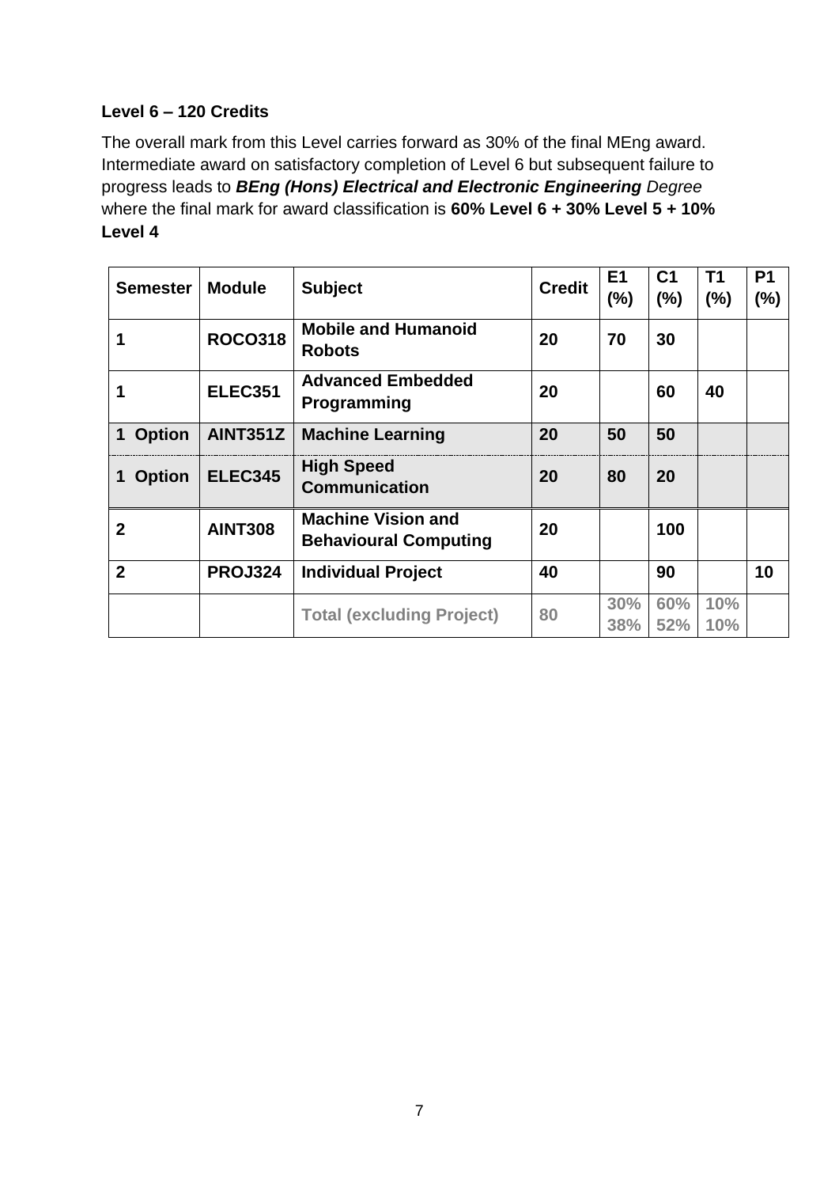**Level 6 – 120 Credits**

The overall mark from this Level carries forward as 30% of the final MEng award. Intermediate award on satisfactory completion of Level 6 but subsequent failure to progress leads to ***BEng (Hons) Electrical and Electronic Engineering** Degree* where the final mark for award classification is **60% Level 6 + 30% Level 5 + 10% Level 4**

| Semester | Module | Subject | Credit | E1 (%) | C1 (%) | T1 (%) | P1 (%) |
|---|---|---|---|---|---|---|---|
| **1** | **ROCO318** | **Mobile and Humanoid Robots** | **20** | **70** | **30** | | |
| **1** | **ELEC351** | **Advanced Embedded Programming** | **20** | | **60** | **40** | |
| **1 Option** | **AINT351Z** | **Machine Learning** | **20** | **50** | **50** | | |
| **1 Option** | **ELEC345** | **High Speed Communication** | **20** | **80** | **20** | | |
| **2** | **AINT308** | **Machine Vision and Behavioural Computing** | **20** | | **100** | | |
| **2** | **PROJ324** | **Individual Project** | **40** | | **90** | | **10** |
| | | **Total (excluding Project)** | **80** | **30% 38%** | **60% 52%** | **10% 10%** | |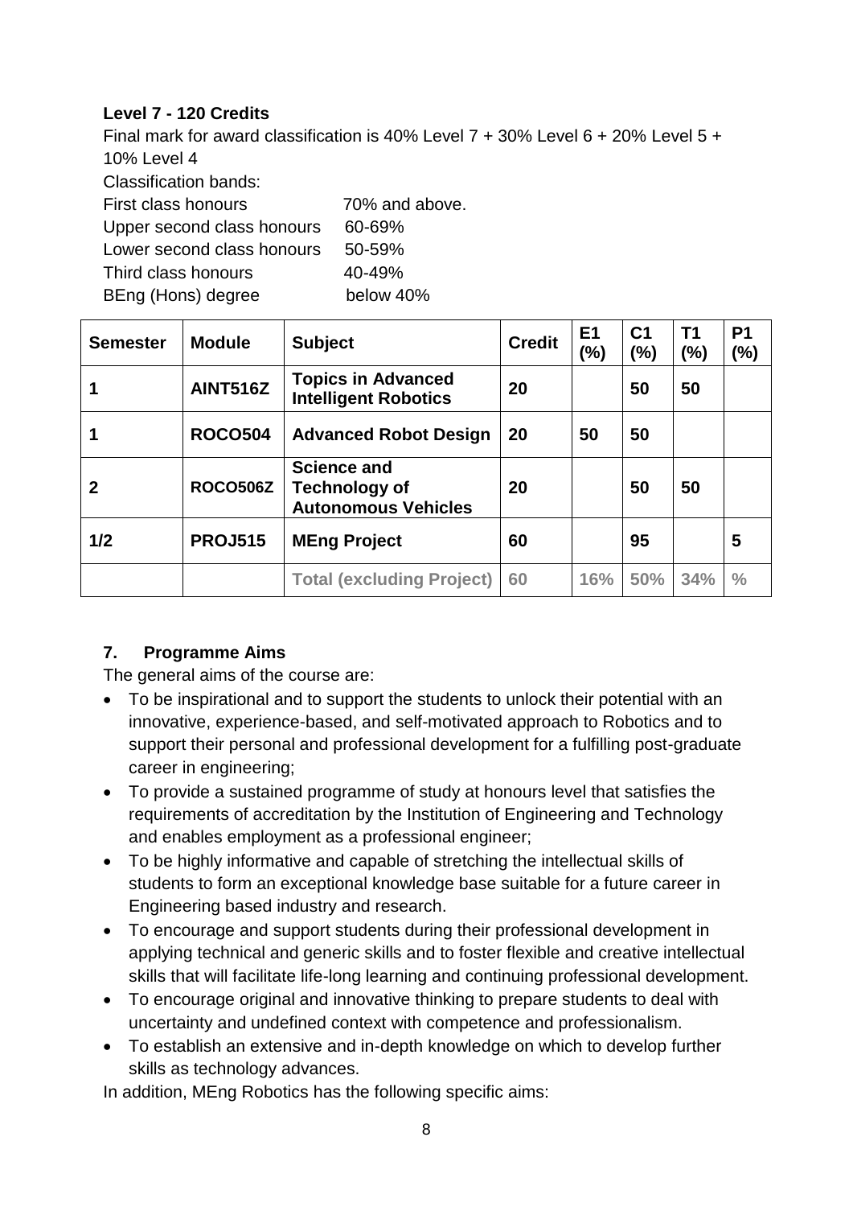**Level 7 - 120 Credits**

Final mark for award classification is 40% Level 7 + 30% Level 6 + 20% Level 5 + 10% Level 4

Classification bands:

First class honours 70% and above.
Upper second class honours 60-69%
Lower second class honours 50-59%
Third class honours 40-49%
BEng (Hons) degree below 40%

| Semester | Module | Subject | Credit | E1 (%) | C1 (%) | T1 (%) | P1 (%) |
|---|---|---|---|---|---|---|---|
| 1 | AINT516Z | Topics in Advanced Intelligent Robotics | 20 | | 50 | 50 | |
| 1 | ROCO504 | Advanced Robot Design | 20 | 50 | 50 | | |
| 2 | ROCO506Z | Science and Technology of Autonomous Vehicles | 20 | | 50 | 50 | |
| 1/2 | PROJ515 | MEng Project | 60 | | 95 | | 5 |
| | | Total (excluding Project) | 60 | 16% | 50% | 34% | % |

## 7. Programme Aims

The general aims of the course are:

- To be inspirational and to support the students to unlock their potential with an innovative, experience-based, and self-motivated approach to Robotics and to support their personal and professional development for a fulfilling post-graduate career in engineering;
- To provide a sustained programme of study at honours level that satisfies the requirements of accreditation by the Institution of Engineering and Technology and enables employment as a professional engineer;
- To be highly informative and capable of stretching the intellectual skills of students to form an exceptional knowledge base suitable for a future career in Engineering based industry and research.
- To encourage and support students during their professional development in applying technical and generic skills and to foster flexible and creative intellectual skills that will facilitate life-long learning and continuing professional development.
- To encourage original and innovative thinking to prepare students to deal with uncertainty and undefined context with competence and professionalism.
- To establish an extensive and in-depth knowledge on which to develop further skills as technology advances.

In addition, MEng Robotics has the following specific aims: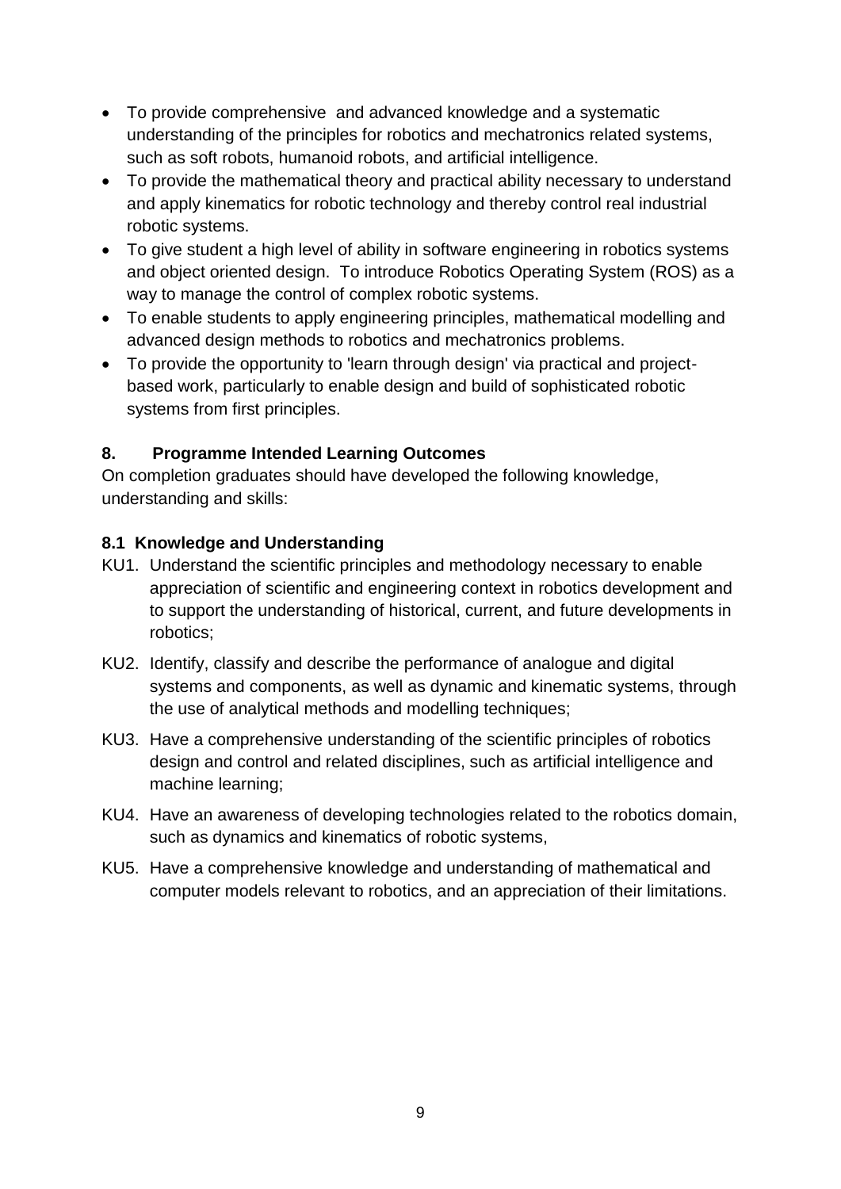- To provide comprehensive  and advanced knowledge and a systematic understanding of the principles for robotics and mechatronics related systems, such as soft robots, humanoid robots, and artificial intelligence.
- To provide the mathematical theory and practical ability necessary to understand and apply kinematics for robotic technology and thereby control real industrial robotic systems.
- To give student a high level of ability in software engineering in robotics systems and object oriented design.  To introduce Robotics Operating System (ROS) as a way to manage the control of complex robotic systems.
- To enable students to apply engineering principles, mathematical modelling and advanced design methods to robotics and mechatronics problems.
- To provide the opportunity to 'learn through design' via practical and project-based work, particularly to enable design and build of sophisticated robotic systems from first principles.

## 8. Programme Intended Learning Outcomes

On completion graduates should have developed the following knowledge, understanding and skills:

### 8.1 Knowledge and Understanding

KU1. Understand the scientific principles and methodology necessary to enable appreciation of scientific and engineering context in robotics development and to support the understanding of historical, current, and future developments in robotics;

KU2. Identify, classify and describe the performance of analogue and digital systems and components, as well as dynamic and kinematic systems, through the use of analytical methods and modelling techniques;

KU3. Have a comprehensive understanding of the scientific principles of robotics design and control and related disciplines, such as artificial intelligence and machine learning;

KU4. Have an awareness of developing technologies related to the robotics domain, such as dynamics and kinematics of robotic systems,

KU5. Have a comprehensive knowledge and understanding of mathematical and computer models relevant to robotics, and an appreciation of their limitations.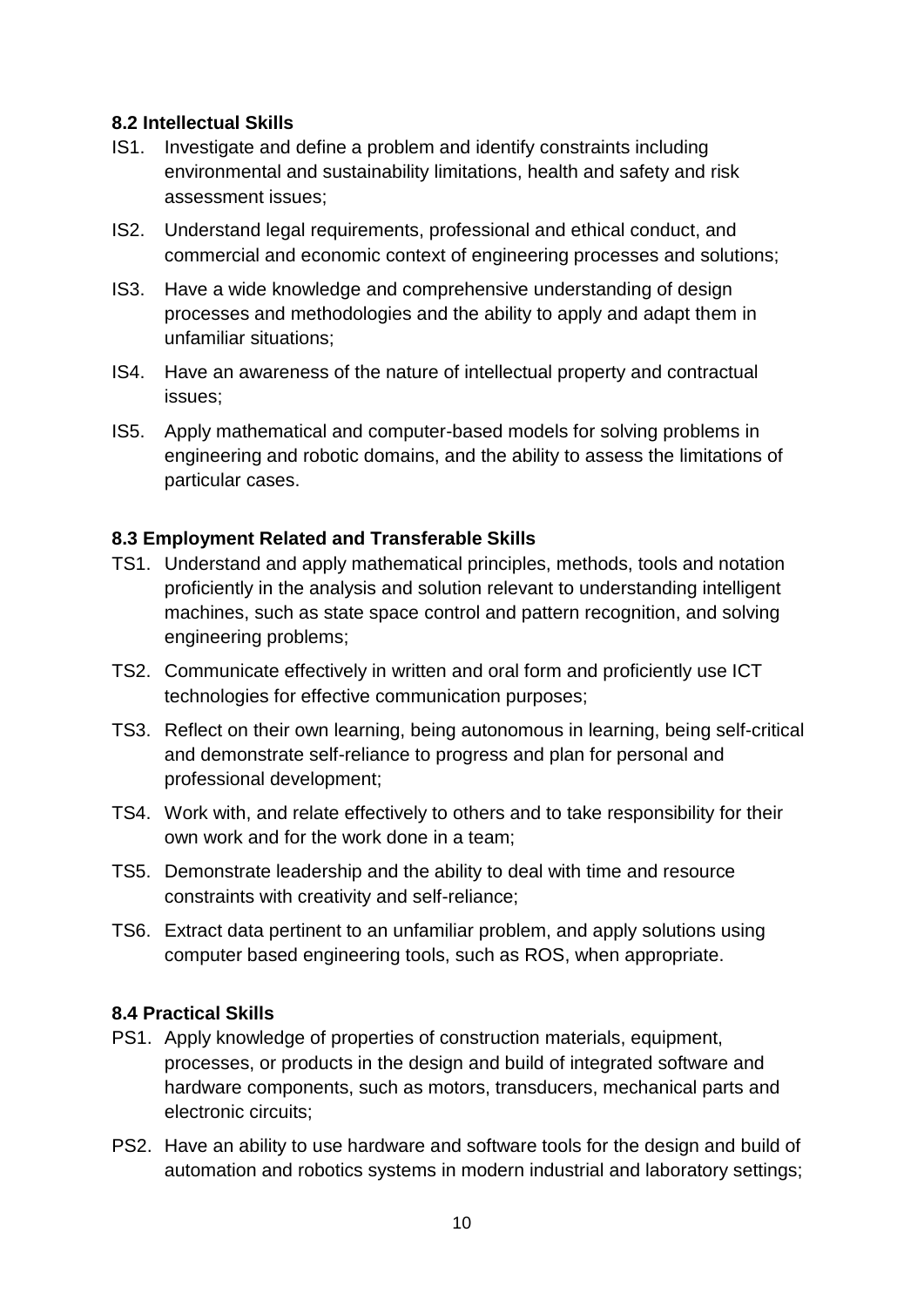### 8.2 Intellectual Skills

IS1. Investigate and define a problem and identify constraints including environmental and sustainability limitations, health and safety and risk assessment issues;

IS2. Understand legal requirements, professional and ethical conduct, and commercial and economic context of engineering processes and solutions;

IS3. Have a wide knowledge and comprehensive understanding of design processes and methodologies and the ability to apply and adapt them in unfamiliar situations;

IS4. Have an awareness of the nature of intellectual property and contractual issues;

IS5. Apply mathematical and computer-based models for solving problems in engineering and robotic domains, and the ability to assess the limitations of particular cases.

### 8.3 Employment Related and Transferable Skills

TS1. Understand and apply mathematical principles, methods, tools and notation proficiently in the analysis and solution relevant to understanding intelligent machines, such as state space control and pattern recognition, and solving engineering problems;

TS2. Communicate effectively in written and oral form and proficiently use ICT technologies for effective communication purposes;

TS3. Reflect on their own learning, being autonomous in learning, being self-critical and demonstrate self-reliance to progress and plan for personal and professional development;

TS4. Work with, and relate effectively to others and to take responsibility for their own work and for the work done in a team;

TS5. Demonstrate leadership and the ability to deal with time and resource constraints with creativity and self-reliance;

TS6. Extract data pertinent to an unfamiliar problem, and apply solutions using computer based engineering tools, such as ROS, when appropriate.

### 8.4 Practical Skills

PS1. Apply knowledge of properties of construction materials, equipment, processes, or products in the design and build of integrated software and hardware components, such as motors, transducers, mechanical parts and electronic circuits;

PS2. Have an ability to use hardware and software tools for the design and build of automation and robotics systems in modern industrial and laboratory settings;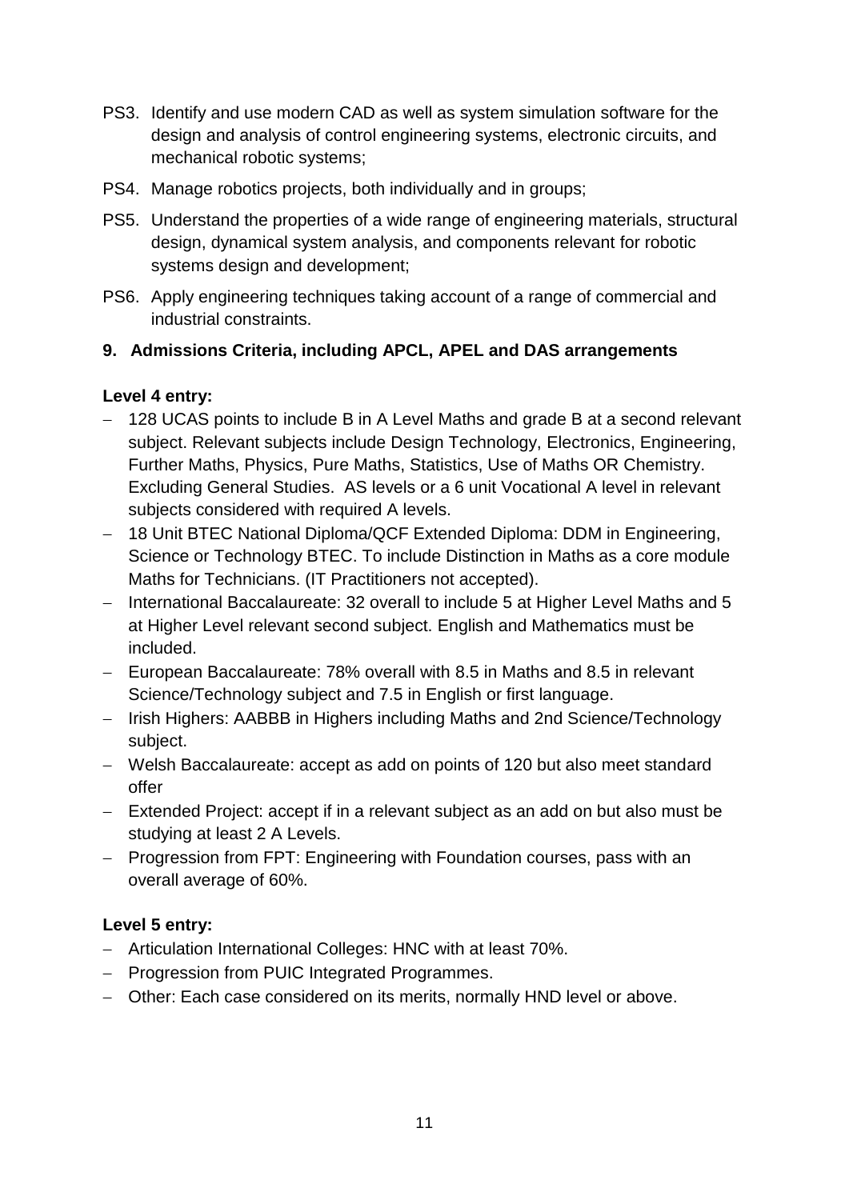PS3. Identify and use modern CAD as well as system simulation software for the design and analysis of control engineering systems, electronic circuits, and mechanical robotic systems;

PS4. Manage robotics projects, both individually and in groups;

PS5. Understand the properties of a wide range of engineering materials, structural design, dynamical system analysis, and components relevant for robotic systems design and development;

PS6. Apply engineering techniques taking account of a range of commercial and industrial constraints.

## 9. Admissions Criteria, including APCL, APEL and DAS arrangements

**Level 4 entry:**

- 128 UCAS points to include B in A Level Maths and grade B at a second relevant subject. Relevant subjects include Design Technology, Electronics, Engineering, Further Maths, Physics, Pure Maths, Statistics, Use of Maths OR Chemistry. Excluding General Studies. AS levels or a 6 unit Vocational A level in relevant subjects considered with required A levels.
- 18 Unit BTEC National Diploma/QCF Extended Diploma: DDM in Engineering, Science or Technology BTEC. To include Distinction in Maths as a core module Maths for Technicians. (IT Practitioners not accepted).
- International Baccalaureate: 32 overall to include 5 at Higher Level Maths and 5 at Higher Level relevant second subject. English and Mathematics must be included.
- European Baccalaureate: 78% overall with 8.5 in Maths and 8.5 in relevant Science/Technology subject and 7.5 in English or first language.
- Irish Highers: AABBB in Highers including Maths and 2nd Science/Technology subject.
- Welsh Baccalaureate: accept as add on points of 120 but also meet standard offer
- Extended Project: accept if in a relevant subject as an add on but also must be studying at least 2 A Levels.
- Progression from FPT: Engineering with Foundation courses, pass with an overall average of 60%.

**Level 5 entry:**

- Articulation International Colleges: HNC with at least 70%.
- Progression from PUIC Integrated Programmes.
- Other: Each case considered on its merits, normally HND level or above.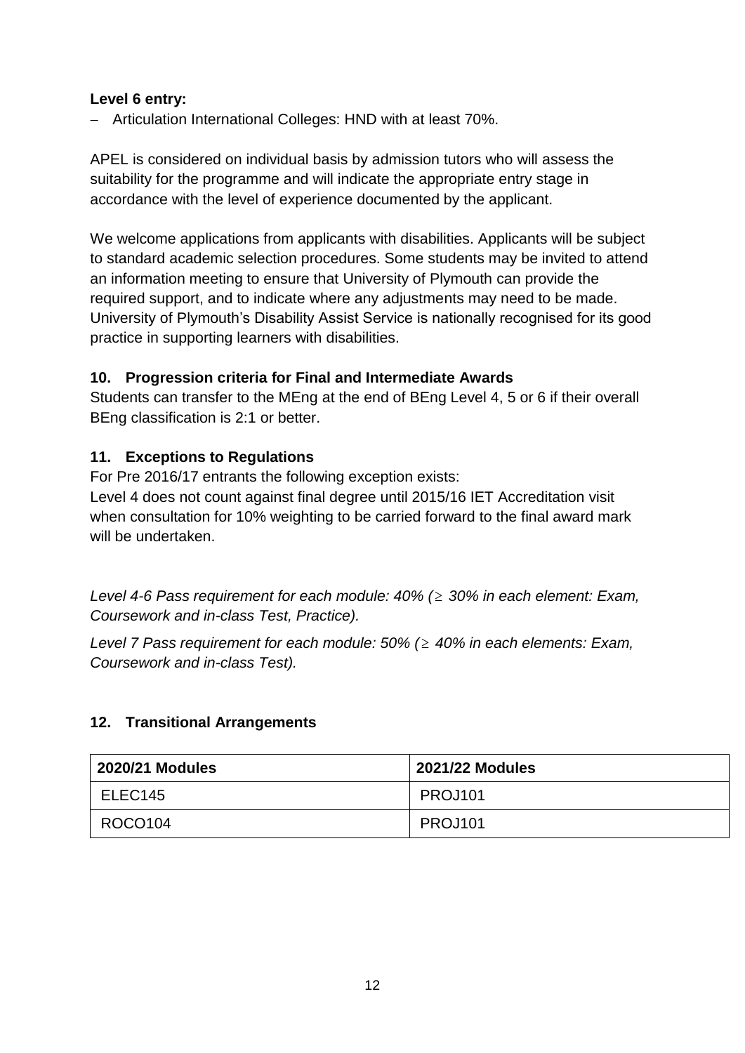**Level 6 entry:**

- Articulation International Colleges: HND with at least 70%.

APEL is considered on individual basis by admission tutors who will assess the suitability for the programme and will indicate the appropriate entry stage in accordance with the level of experience documented by the applicant.

We welcome applications from applicants with disabilities. Applicants will be subject to standard academic selection procedures. Some students may be invited to attend an information meeting to ensure that University of Plymouth can provide the required support, and to indicate where any adjustments may need to be made. University of Plymouth's Disability Assist Service is nationally recognised for its good practice in supporting learners with disabilities.

## 10. Progression criteria for Final and Intermediate Awards

Students can transfer to the MEng at the end of BEng Level 4, 5 or 6 if their overall BEng classification is 2:1 or better.

## 11. Exceptions to Regulations

For Pre 2016/17 entrants the following exception exists:
Level 4 does not count against final degree until 2015/16 IET Accreditation visit when consultation for 10% weighting to be carried forward to the final award mark will be undertaken.

*Level 4-6 Pass requirement for each module: 40% (≥ 30% in each element: Exam, Coursework and in-class Test, Practice).*

*Level 7 Pass requirement for each module: 50% (≥ 40% in each elements: Exam, Coursework and in-class Test).*

## 12. Transitional Arrangements

| 2020/21 Modules | 2021/22 Modules |
|---|---|
| ELEC145 | PROJ101 |
| ROCO104 | PROJ101 |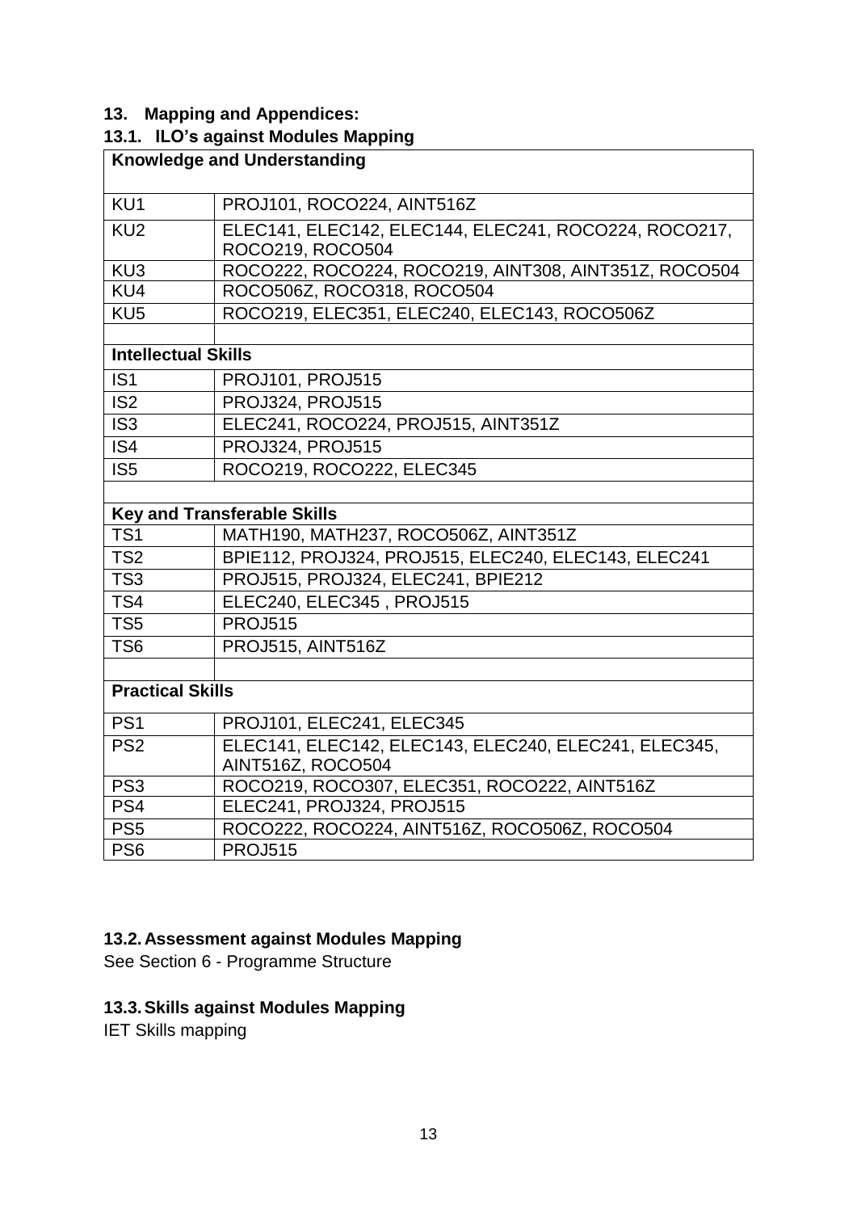## 13. Mapping and Appendices:

### 13.1. ILO's against Modules Mapping

| **Knowledge and Understanding** | |
|---|---|
| KU1 | PROJ101, ROCO224, AINT516Z |
| KU2 | ELEC141, ELEC142, ELEC144, ELEC241, ROCO224, ROCO217, ROCO219, ROCO504 |
| KU3 | ROCO222, ROCO224, ROCO219, AINT308, AINT351Z, ROCO504 |
| KU4 | ROCO506Z, ROCO318, ROCO504 |
| KU5 | ROCO219, ELEC351, ELEC240, ELEC143, ROCO506Z |
| | |
| **Intellectual Skills** | |
| IS1 | PROJ101, PROJ515 |
| IS2 | PROJ324, PROJ515 |
| IS3 | ELEC241, ROCO224, PROJ515, AINT351Z |
| IS4 | PROJ324, PROJ515 |
| IS5 | ROCO219, ROCO222, ELEC345 |
| | |
| **Key and Transferable Skills** | |
| TS1 | MATH190, MATH237, ROCO506Z, AINT351Z |
| TS2 | BPIE112, PROJ324, PROJ515, ELEC240, ELEC143, ELEC241 |
| TS3 | PROJ515, PROJ324, ELEC241, BPIE212 |
| TS4 | ELEC240, ELEC345 , PROJ515 |
| TS5 | PROJ515 |
| TS6 | PROJ515, AINT516Z |
| | |
| **Practical Skills** | |
| PS1 | PROJ101, ELEC241, ELEC345 |
| PS2 | ELEC141, ELEC142, ELEC143, ELEC240, ELEC241, ELEC345, AINT516Z, ROCO504 |
| PS3 | ROCO219, ROCO307, ELEC351, ROCO222, AINT516Z |
| PS4 | ELEC241, PROJ324, PROJ515 |
| PS5 | ROCO222, ROCO224, AINT516Z, ROCO506Z, ROCO504 |
| PS6 | PROJ515 |

### 13.2. Assessment against Modules Mapping

See Section 6 - Programme Structure

### 13.3. Skills against Modules Mapping

IET Skills mapping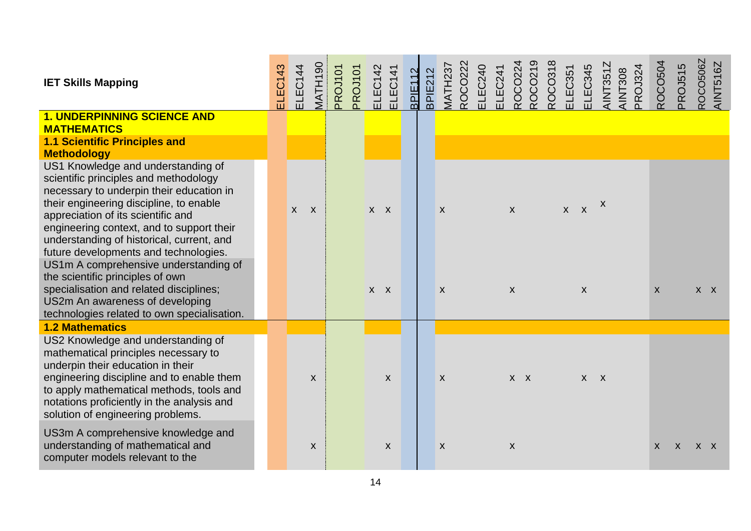| IET Skills Mapping | ELEC143 | ELEC144 | MATH190 | PROJ101 | PROJ101 | ELEC142 | ELEC141 | BPIE112 | BPIE212 | MATH237 | ROCO222 | ELEC240 | ELEC241 | ROCO224 | ROCO219 | ROCO318 | ELEC351 | ELEC345 | AINT351Z | AINT308 | PROJ324 | ROCO504 | PROJ515 | ROCO506Z | AINT516Z |
|---|---|---|---|---|---|---|---|---|---|---|---|---|---|---|---|---|---|---|---|---|---|---|---|---|---|
| **1. UNDERPINNING SCIENCE AND MATHEMATICS** | | | | | | | | | | | | | | | | | | | | | | | | | |
| **1.1 Scientific Principles and Methodology** | | | | | | | | | | | | | | | | | | | | | | | | | |
| US1 Knowledge and understanding of scientific principles and methodology necessary to underpin their education in their engineering discipline, to enable appreciation of its scientific and engineering context, and to support their understanding of historical, current, and future developments and technologies. | | x | x | | | x | x | | | x | | | | x | | | x | x | x | | | | | | |
| US1m A comprehensive understanding of the scientific principles of own specialisation and related disciplines; US2m An awareness of developing technologies related to own specialisation. | | | | | | x | x | | | x | | | | x | | | | x | | | | x | | x | x |
| **1.2 Mathematics** | | | | | | | | | | | | | | | | | | | | | | | | | |
| US2 Knowledge and understanding of mathematical principles necessary to underpin their education in their engineering discipline and to enable them to apply mathematical methods, tools and notations proficiently in the analysis and solution of engineering problems. | | | x | | | | x | | | x | | | | x | x | | | x | x | | | | | | |
| US3m A comprehensive knowledge and understanding of mathematical and computer models relevant to the | | | x | | | | x | | | x | | | | x | | | | | | | | x | x | x | x |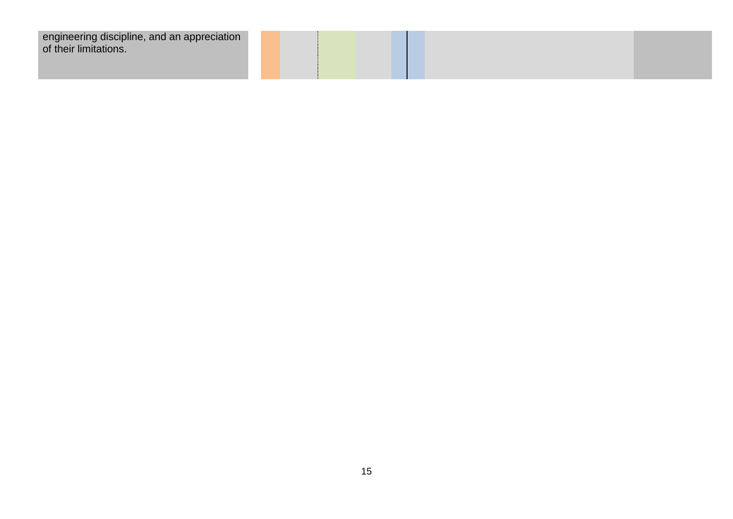| | | | | | | | | |
|---|---|---|---|---|---|---|---|---|
| engineering discipline, and an appreciation of their limitations. | | | | | | | | |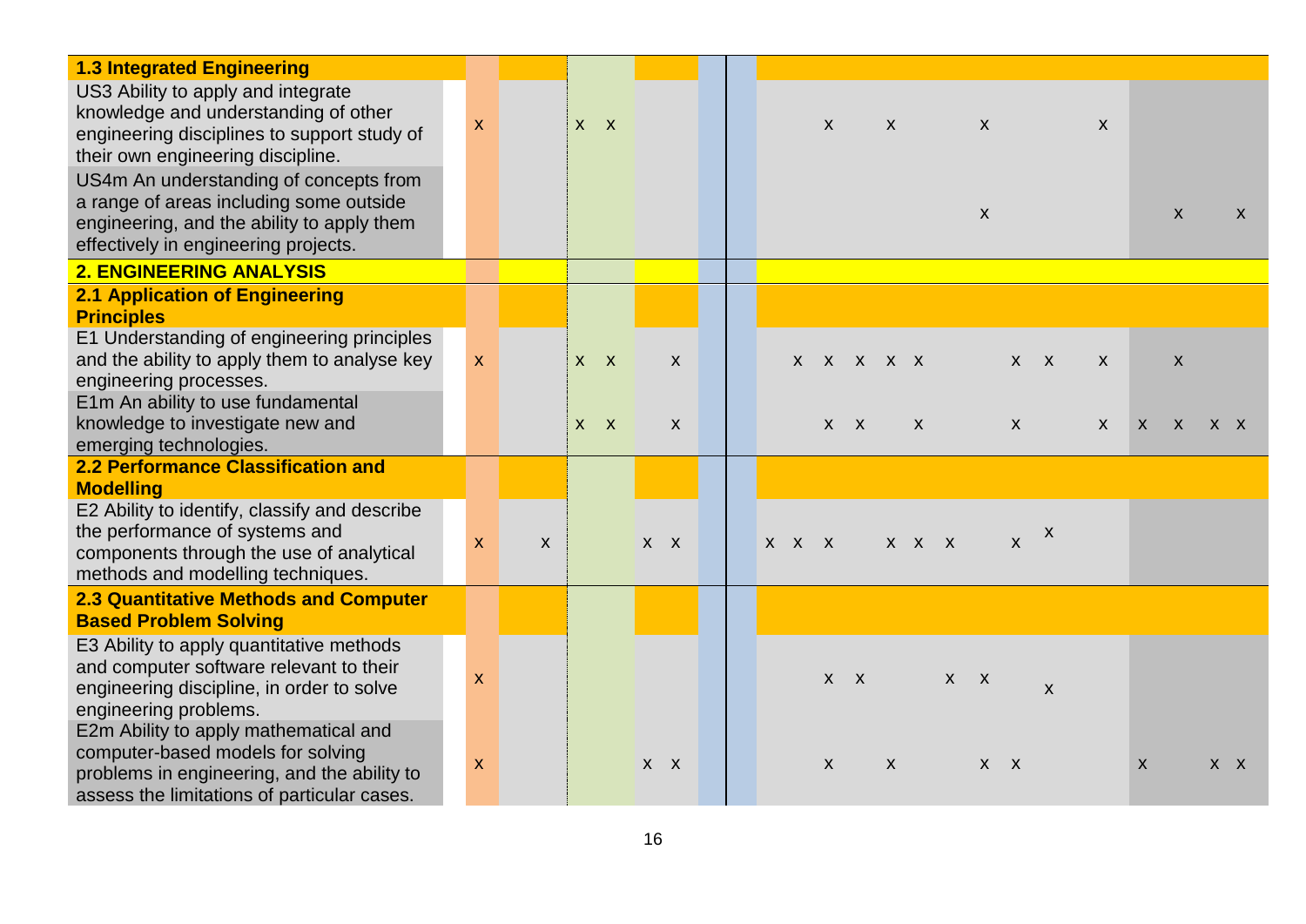| **1.3 Integrated Engineering** | | | | | | | | | | | | | | | | | | | | | | | | |
|---|---|---|---|---|---|---|---|---|---|---|---|---|---|---|---|---|---|---|---|---|---|---|---|---|
| US3 Ability to apply and integrate knowledge and understanding of other engineering disciplines to support study of their own engineering discipline. | x | | x | x | | | | | | | x | | x | | | x | | | | x | | | | |
| US4m An understanding of concepts from a range of areas including some outside engineering, and the ability to apply them effectively in engineering projects. | | | | | | | | | | | | | | | | x | | | | | | x | | x |
| **2. ENGINEERING ANALYSIS** | | | | | | | | | | | | | | | | | | | | | | | | |
| **2.1 Application of Engineering Principles** | | | | | | | | | | | | | | | | | | | | | | | | |
| E1 Understanding of engineering principles and the ability to apply them to analyse key engineering processes. | x | | x | x | | x | | | | x | x | x | x | x | | | x | x | | x | | x | | |
| E1m An ability to use fundamental knowledge to investigate new and emerging technologies. | | | x | x | | x | | | | | x | x | | x | | | x | | | x | x | x | x | x |
| **2.2 Performance Classification and Modelling** | | | | | | | | | | | | | | | | | | | | | | | | |
| E2 Ability to identify, classify and describe the performance of systems and components through the use of analytical methods and modelling techniques. | x | x | | | x | x | | | x | x | x | | x | x | x | | x | x | | | | | | |
| **2.3 Quantitative Methods and Computer Based Problem Solving** | | | | | | | | | | | | | | | | | | | | | | | | |
| E3 Ability to apply quantitative methods and computer software relevant to their engineering discipline, in order to solve engineering problems. | x | | | | | | | | | | x | x | | | x | x | | x | | | | | | |
| E2m Ability to apply mathematical and computer-based models for solving problems in engineering, and the ability to assess the limitations of particular cases. | x | | | | x | x | | | | | x | | x | | | x | x | | | | x | | x | x |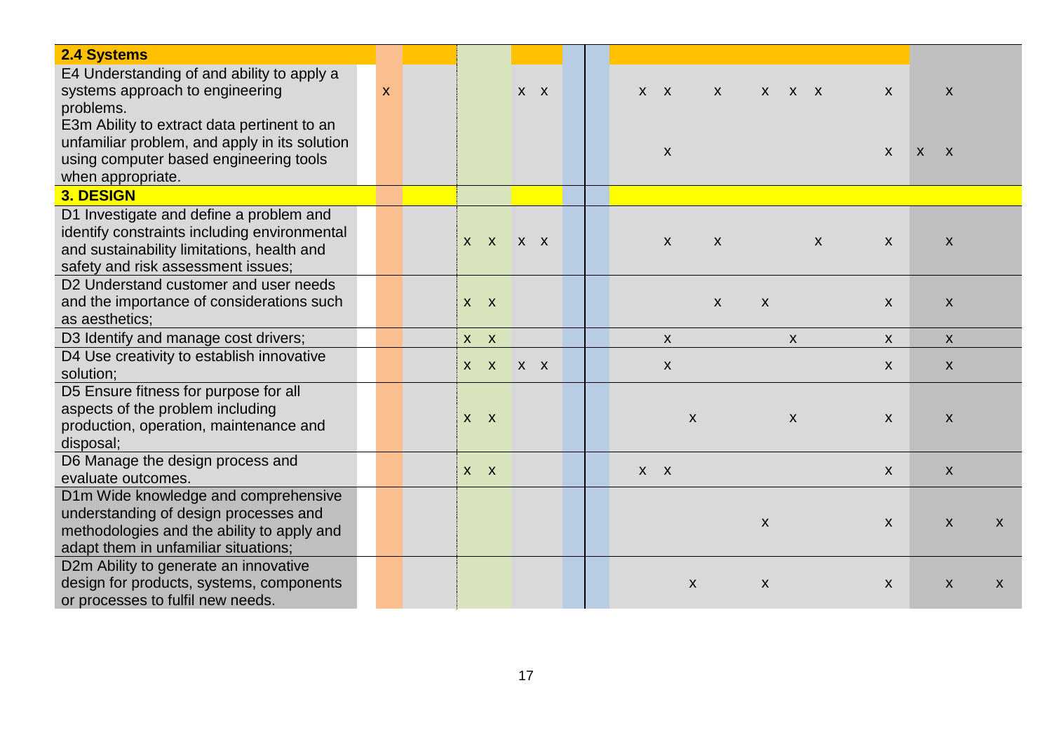| 2.4 Systems | | | | | | | | | | | | | | | | | | | | | | | |
|---|---|---|---|---|---|---|---|---|---|---|---|---|---|---|---|---|---|---|---|---|---|---|---|
| E4 Understanding of and ability to apply a systems approach to engineering problems. | x | | | | x | x | | | x | x | | x | | x | x | x | | | x | | x | | |
| E3m Ability to extract data pertinent to an unfamiliar problem, and apply in its solution using computer based engineering tools when appropriate. | | | | | | | | | | x | | | | | | | | | x | x | x | | |
| **3. DESIGN** | | | | | | | | | | | | | | | | | | | | | | | |
| D1 Investigate and define a problem and identify constraints including environmental and sustainability limitations, health and safety and risk assessment issues; | | | x | x | x | x | | | | x | | x | | | | x | | | x | | x | | |
| D2 Understand customer and user needs and the importance of considerations such as aesthetics; | | | x | x | | | | | | | | x | | x | | | | | x | | x | | |
| D3 Identify and manage cost drivers; | | | x | x | | | | | | x | | | | | x | | | | x | | x | | |
| D4 Use creativity to establish innovative solution; | | | x | x | x | x | | | | x | | | | | | | | | x | | x | | |
| D5 Ensure fitness for purpose for all aspects of the problem including production, operation, maintenance and disposal; | | | x | x | | | | | | | x | | | | x | | | | x | | x | | |
| D6 Manage the design process and evaluate outcomes. | | | x | x | | | | | x | x | | | | | | | | | x | | x | | |
| D1m Wide knowledge and comprehensive understanding of design processes and methodologies and the ability to apply and adapt them in unfamiliar situations; | | | | | | | | | | | | | | x | | | | | x | | x | | x |
| D2m Ability to generate an innovative design for products, systems, components or processes to fulfil new needs. | | | | | | | | | | | x | | | x | | | | | x | | x | | x |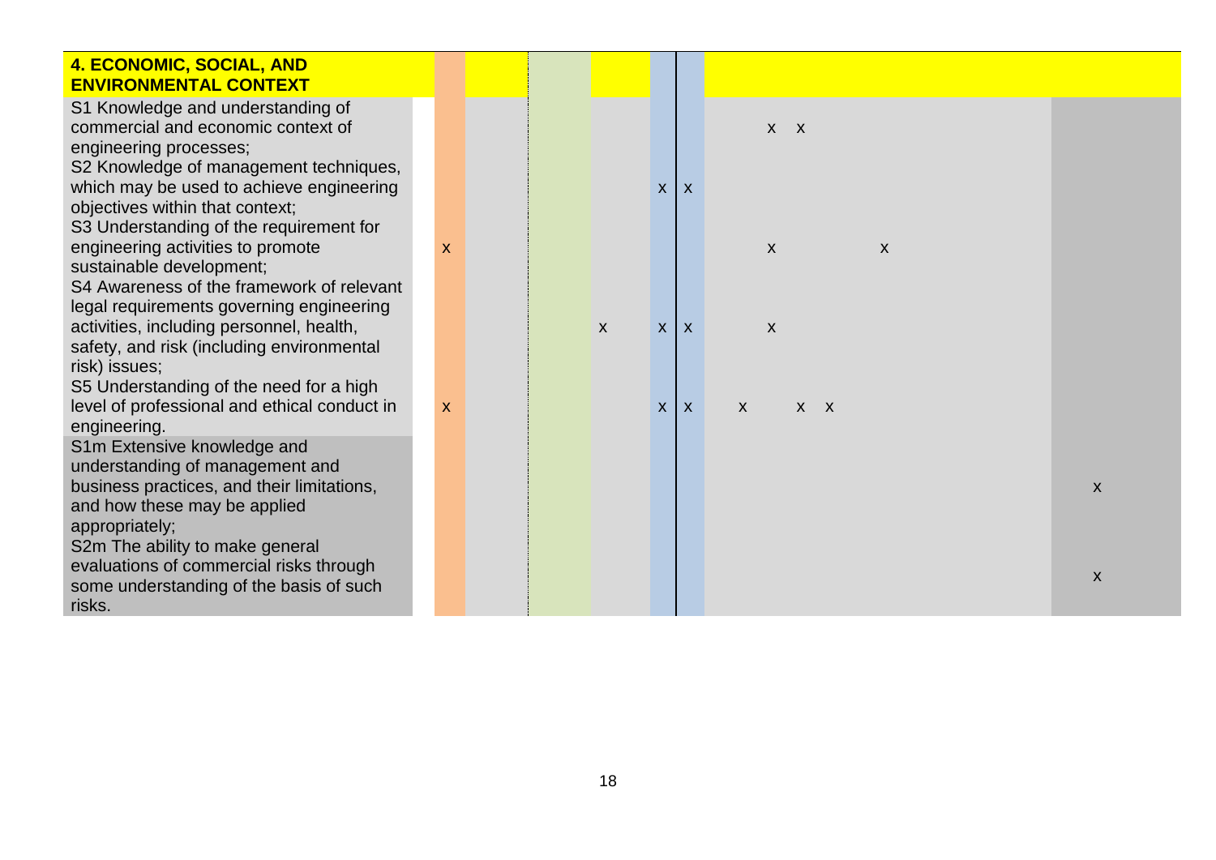| **4. ECONOMIC, SOCIAL, AND ENVIRONMENTAL CONTEXT** | | | | | | | | | | | | |
|---|---|---|---|---|---|---|---|---|---|---|---|---|
| S1 Knowledge and understanding of commercial and economic context of engineering processes; | | | | | | | | x | x | | | |
| S2 Knowledge of management techniques, which may be used to achieve engineering objectives within that context; | | | | | x | x | | | | | | |
| S3 Understanding of the requirement for engineering activities to promote sustainable development; | x | | | | | | | x | | | x | |
| S4 Awareness of the framework of relevant legal requirements governing engineering activities, including personnel, health, safety, and risk (including environmental risk) issues; | | | | x | x | x | | x | | | | |
| S5 Understanding of the need for a high level of professional and ethical conduct in engineering. | x | | | | x | x | x | | x | x | | |
| S1m Extensive knowledge and understanding of management and business practices, and their limitations, and how these may be applied appropriately; | | | | | | | | | | | | x |
| S2m The ability to make general evaluations of commercial risks through some understanding of the basis of such risks. | | | | | | | | | | | | x |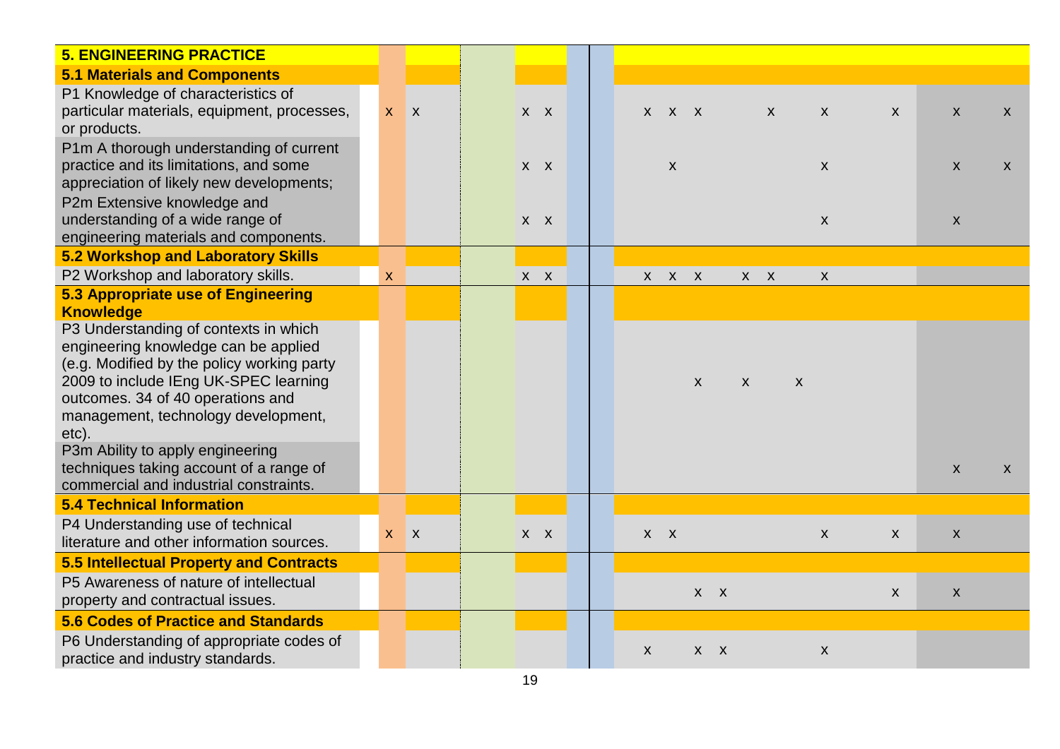| 5. ENGINEERING PRACTICE | | | | | | | | | | | | | | | | | | |
|---|---|---|---|---|---|---|---|---|---|---|---|---|---|---|---|---|---|---|
| **5.1 Materials and Components** | | | | | | | | | | | | | | | | | | |
| P1 Knowledge of characteristics of particular materials, equipment, processes, or products. | x | x | | x | x | | | x | x | x | | | x | | x | x | x | x |
| P1m A thorough understanding of current practice and its limitations, and some appreciation of likely new developments; | | | | x | x | | | | x | | | | | | x | | x | x |
| P2m Extensive knowledge and understanding of a wide range of engineering materials and components. | | | | x | x | | | | | | | | | | x | | x | |
| **5.2 Workshop and Laboratory Skills** | | | | | | | | | | | | | | | | | | |
| P2 Workshop and laboratory skills. | x | | | x | x | | | x | x | x | | x | x | | x | | | |
| **5.3 Appropriate use of Engineering Knowledge** | | | | | | | | | | | | | | | | | | |
| P3 Understanding of contexts in which engineering knowledge can be applied (e.g. Modified by the policy working party 2009 to include IEng UK-SPEC learning outcomes. 34 of 40 operations and management, technology development, etc). | | | | | | | | | | x | | x | | x | | | | |
| P3m Ability to apply engineering techniques taking account of a range of commercial and industrial constraints. | | | | | | | | | | | | | | | | | x | x |
| **5.4 Technical Information** | | | | | | | | | | | | | | | | | | |
| P4 Understanding use of technical literature and other information sources. | x | x | | x | x | | | x | x | | | | | | x | x | x | |
| **5.5 Intellectual Property and Contracts** | | | | | | | | | | | | | | | | | | |
| P5 Awareness of nature of intellectual property and contractual issues. | | | | | | | | | | x | x | | | | | x | x | |
| **5.6 Codes of Practice and Standards** | | | | | | | | | | | | | | | | | | |
| P6 Understanding of appropriate codes of practice and industry standards. | | | | | | | | x | | x | x | | | | x | | | |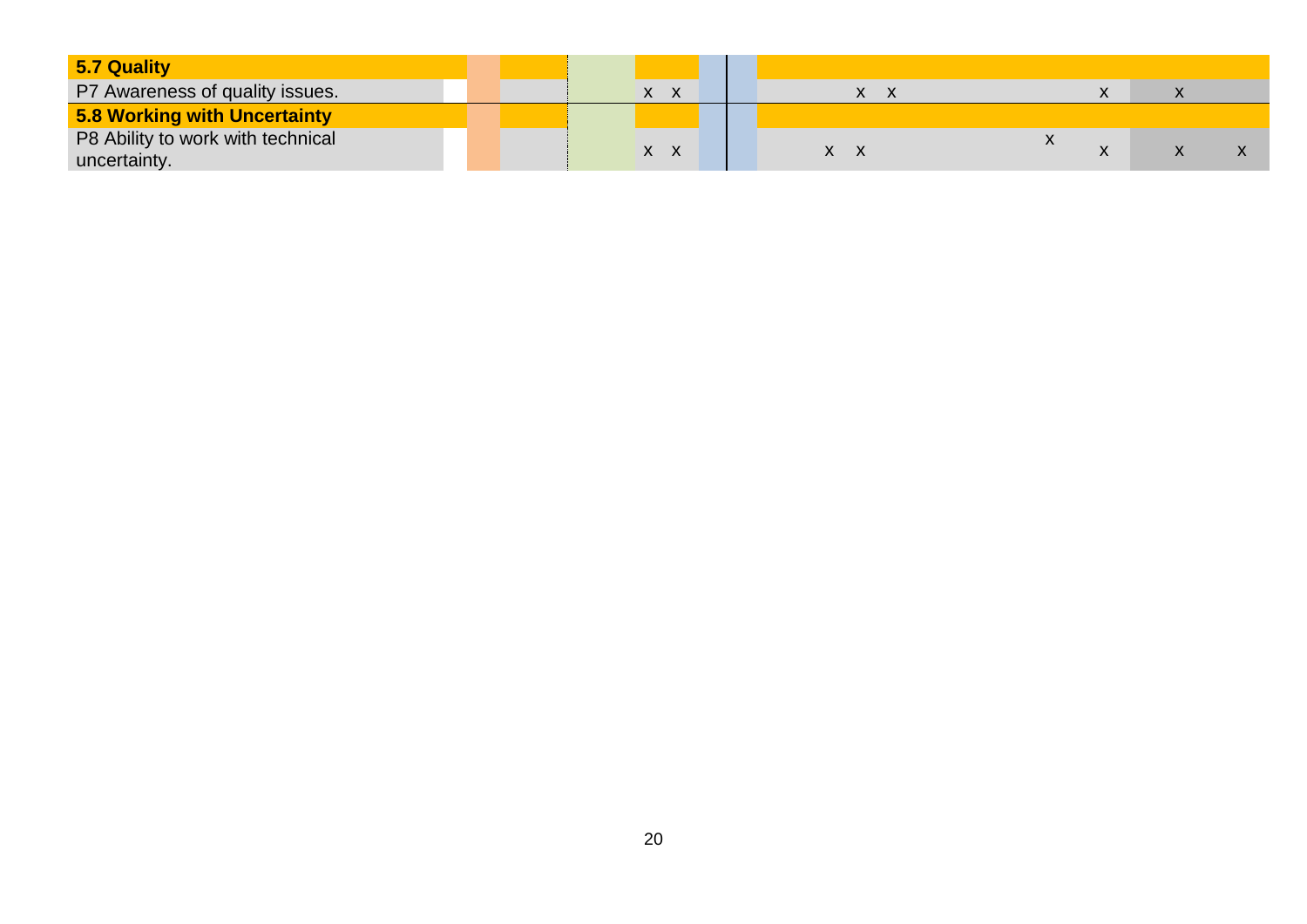| **5.7 Quality** | | | | | | | | | | | | | | | |
|---|---|---|---|---|---|---|---|---|---|---|---|---|---|---|---|
| P7 Awareness of quality issues. | | | | | x | x | | | | x | x | | x | x | |
| **5.8 Working with Uncertainty** | | | | | | | | | | | | | | | |
| P8 Ability to work with technical uncertainty. | | | | | x | x | | | x | x | | x | x | x | x |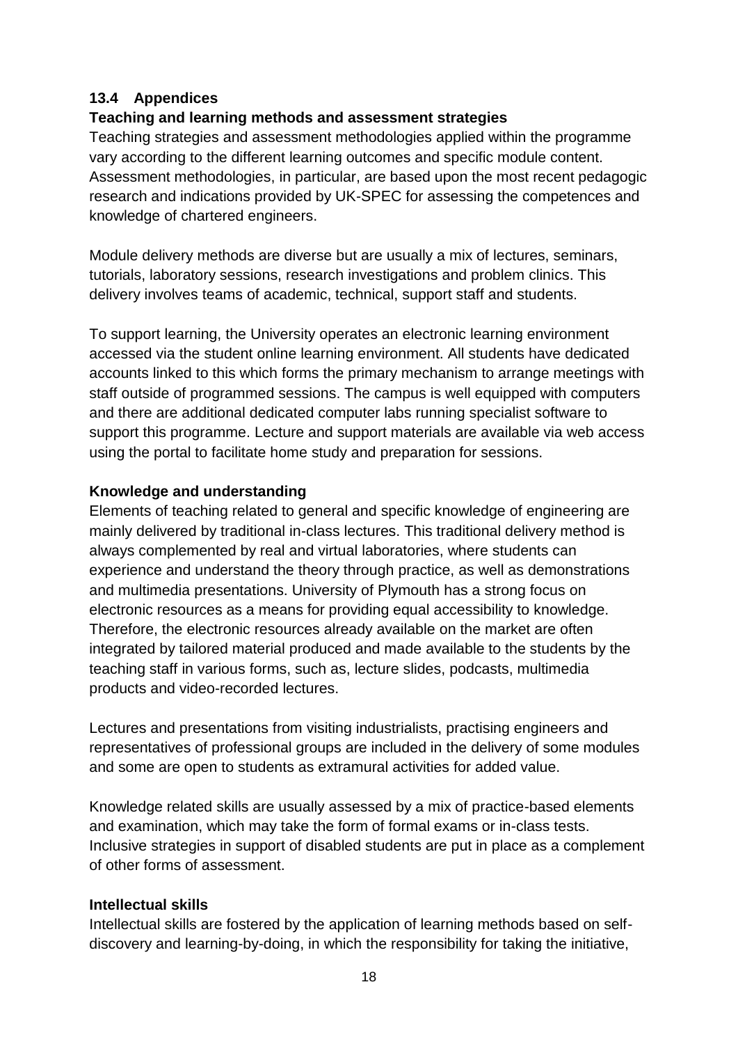### 13.4 Appendices

**Teaching and learning methods and assessment strategies**

Teaching strategies and assessment methodologies applied within the programme vary according to the different learning outcomes and specific module content. Assessment methodologies, in particular, are based upon the most recent pedagogic research and indications provided by UK-SPEC for assessing the competences and knowledge of chartered engineers.

Module delivery methods are diverse but are usually a mix of lectures, seminars, tutorials, laboratory sessions, research investigations and problem clinics. This delivery involves teams of academic, technical, support staff and students.

To support learning, the University operates an electronic learning environment accessed via the student online learning environment. All students have dedicated accounts linked to this which forms the primary mechanism to arrange meetings with staff outside of programmed sessions. The campus is well equipped with computers and there are additional dedicated computer labs running specialist software to support this programme. Lecture and support materials are available via web access using the portal to facilitate home study and preparation for sessions.

**Knowledge and understanding**

Elements of teaching related to general and specific knowledge of engineering are mainly delivered by traditional in-class lectures. This traditional delivery method is always complemented by real and virtual laboratories, where students can experience and understand the theory through practice, as well as demonstrations and multimedia presentations. University of Plymouth has a strong focus on electronic resources as a means for providing equal accessibility to knowledge. Therefore, the electronic resources already available on the market are often integrated by tailored material produced and made available to the students by the teaching staff in various forms, such as, lecture slides, podcasts, multimedia products and video-recorded lectures.

Lectures and presentations from visiting industrialists, practising engineers and representatives of professional groups are included in the delivery of some modules and some are open to students as extramural activities for added value.

Knowledge related skills are usually assessed by a mix of practice-based elements and examination, which may take the form of formal exams or in-class tests. Inclusive strategies in support of disabled students are put in place as a complement of other forms of assessment.

**Intellectual skills**

Intellectual skills are fostered by the application of learning methods based on self-discovery and learning-by-doing, in which the responsibility for taking the initiative,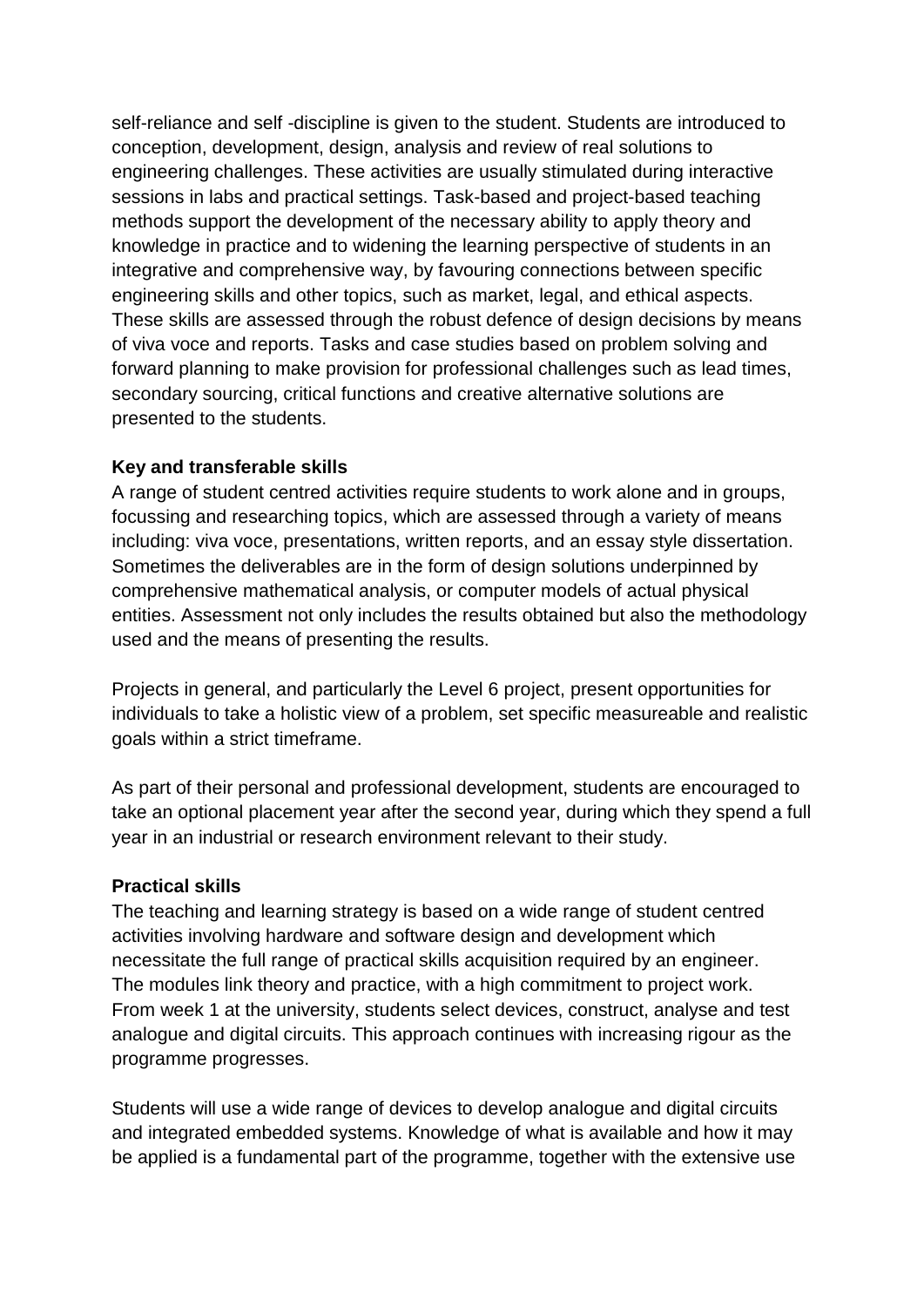self-reliance and self -discipline is given to the student. Students are introduced to conception, development, design, analysis and review of real solutions to engineering challenges. These activities are usually stimulated during interactive sessions in labs and practical settings. Task-based and project-based teaching methods support the development of the necessary ability to apply theory and knowledge in practice and to widening the learning perspective of students in an integrative and comprehensive way, by favouring connections between specific engineering skills and other topics, such as market, legal, and ethical aspects. These skills are assessed through the robust defence of design decisions by means of viva voce and reports. Tasks and case studies based on problem solving and forward planning to make provision for professional challenges such as lead times, secondary sourcing, critical functions and creative alternative solutions are presented to the students.

**Key and transferable skills**

A range of student centred activities require students to work alone and in groups, focussing and researching topics, which are assessed through a variety of means including: viva voce, presentations, written reports, and an essay style dissertation. Sometimes the deliverables are in the form of design solutions underpinned by comprehensive mathematical analysis, or computer models of actual physical entities. Assessment not only includes the results obtained but also the methodology used and the means of presenting the results.

Projects in general, and particularly the Level 6 project, present opportunities for individuals to take a holistic view of a problem, set specific measureable and realistic goals within a strict timeframe.

As part of their personal and professional development, students are encouraged to take an optional placement year after the second year, during which they spend a full year in an industrial or research environment relevant to their study.

**Practical skills**

The teaching and learning strategy is based on a wide range of student centred activities involving hardware and software design and development which necessitate the full range of practical skills acquisition required by an engineer. The modules link theory and practice, with a high commitment to project work. From week 1 at the university, students select devices, construct, analyse and test analogue and digital circuits. This approach continues with increasing rigour as the programme progresses.

Students will use a wide range of devices to develop analogue and digital circuits and integrated embedded systems. Knowledge of what is available and how it may be applied is a fundamental part of the programme, together with the extensive use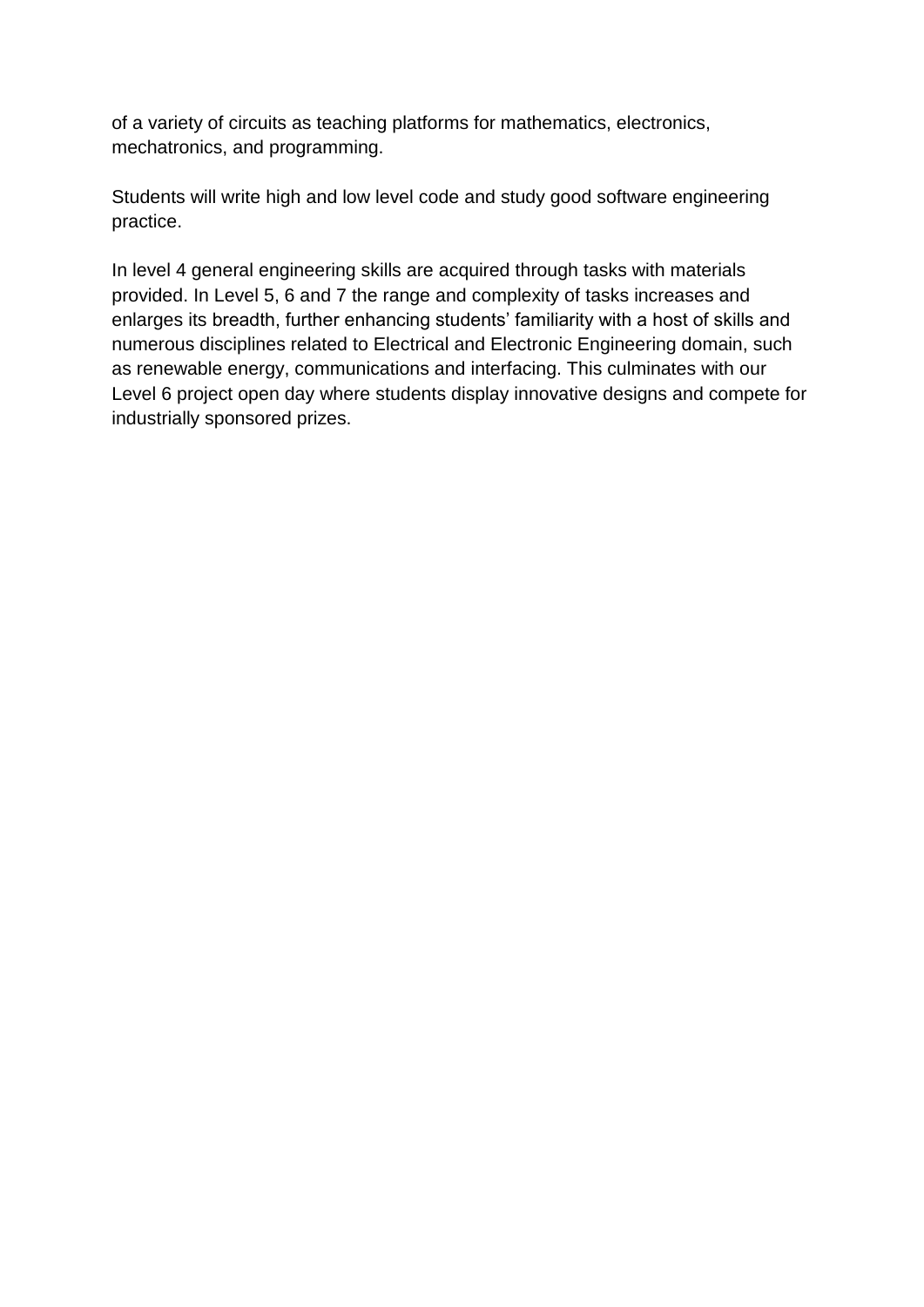of a variety of circuits as teaching platforms for mathematics, electronics, mechatronics, and programming.

Students will write high and low level code and study good software engineering practice.

In level 4 general engineering skills are acquired through tasks with materials provided. In Level 5, 6 and 7 the range and complexity of tasks increases and enlarges its breadth, further enhancing students' familiarity with a host of skills and numerous disciplines related to Electrical and Electronic Engineering domain, such as renewable energy, communications and interfacing. This culminates with our Level 6 project open day where students display innovative designs and compete for industrially sponsored prizes.